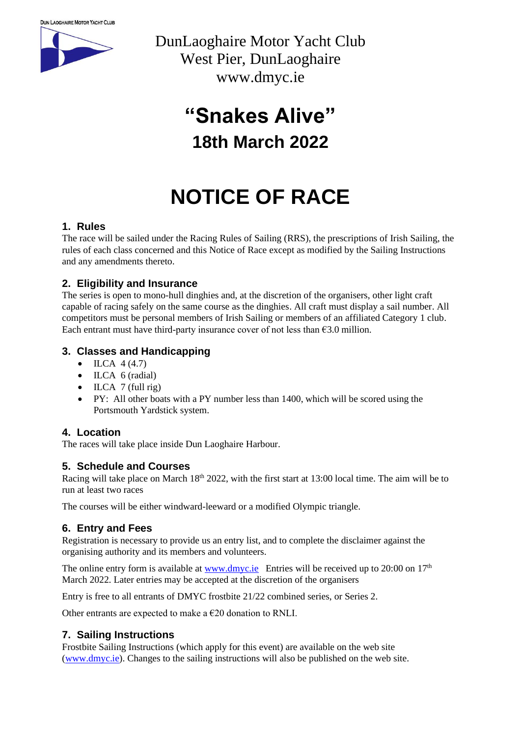DUN LAOGHAIRE MOTOR YACHT CLUB

DunLaoghaire Motor Yacht Club
West Pier, DunLaoghaire
www.dmyc.ie

# "Snakes Alive"

## 18th March 2022

# NOTICE OF RACE

### 1. Rules

The race will be sailed under the Racing Rules of Sailing (RRS), the prescriptions of Irish Sailing, the rules of each class concerned and this Notice of Race except as modified by the Sailing Instructions and any amendments thereto.

### 2. Eligibility and Insurance

The series is open to mono-hull dinghies and, at the discretion of the organisers, other light craft capable of racing safely on the same course as the dinghies. All craft must display a sail number. All competitors must be personal members of Irish Sailing or members of an affiliated Category 1 club. Each entrant must have third-party insurance cover of not less than €3.0 million.

### 3. Classes and Handicapping

- ILCA 4 (4.7)
- ILCA 6 (radial)
- ILCA 7 (full rig)
- PY: All other boats with a PY number less than 1400, which will be scored using the Portsmouth Yardstick system.

### 4. Location

The races will take place inside Dun Laoghaire Harbour.

### 5. Schedule and Courses

Racing will take place on March 18th 2022, with the first start at 13:00 local time. The aim will be to run at least two races

The courses will be either windward-leeward or a modified Olympic triangle.

### 6. Entry and Fees

Registration is necessary to provide us an entry list, and to complete the disclaimer against the organising authority and its members and volunteers.

The online entry form is available at www.dmyc.ie Entries will be received up to 20:00 on 17th March 2022. Later entries may be accepted at the discretion of the organisers

Entry is free to all entrants of DMYC frostbite 21/22 combined series, or Series 2.

Other entrants are expected to make a €20 donation to RNLI.

### 7. Sailing Instructions

Frostbite Sailing Instructions (which apply for this event) are available on the web site (www.dmyc.ie). Changes to the sailing instructions will also be published on the web site.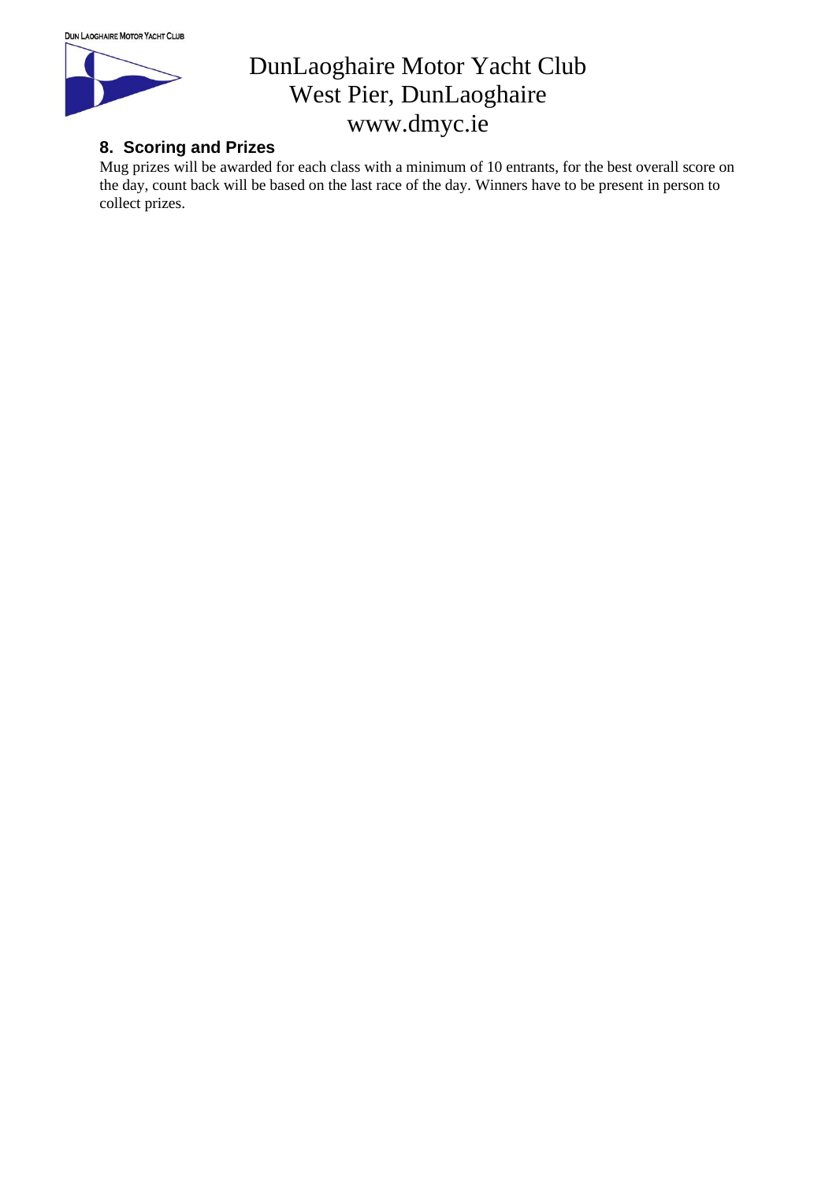## 8. Scoring and Prizes

Mug prizes will be awarded for each class with a minimum of 10 entrants, for the best overall score on the day, count back will be based on the last race of the day. Winners have to be present in person to collect prizes.